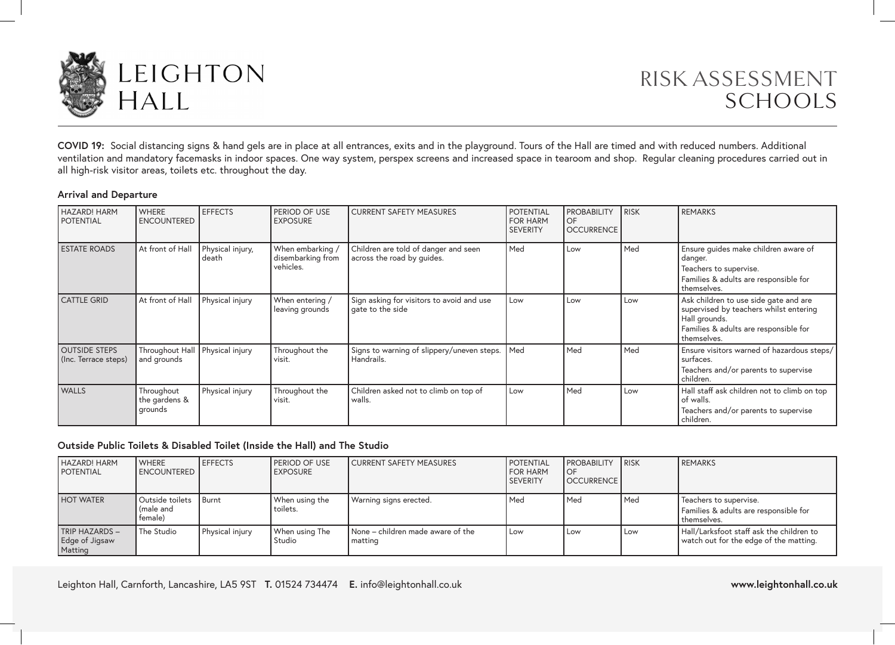# LEIGHTON HALL

# RISK ASSESSMENT SCHOOLS

**COVID 19:** Social distancing signs & hand gels are in place at all entrances, exits and in the playground. Tours of the Hall are timed and with reduced numbers. Additional ventilation and mandatory facemasks in indoor spaces. One way system, perspex screens and increased space in tearoom and shop. Regular cleaning procedures carried out in all high-risk visitor areas, toilets etc. throughout the day.

### Arrival and Departure

| HAZARD! HARM POTENTIAL | WHERE ENCOUNTERED | EFFECTS | PERIOD OF USE EXPOSURE | CURRENT SAFETY MEASURES | POTENTIAL FOR HARM SEVERITY | PROBABILITY OF OCCURRENCE | RISK | REMARKS |
|---|---|---|---|---|---|---|---|---|
| ESTATE ROADS | At front of Hall | Physical injury, death | When embarking / disembarking from vehicles. | Children are told of danger and seen across the road by guides. | Med | Low | Med | Ensure guides make children aware of danger. Teachers to supervise. Families & adults are responsible for themselves. |
| CATTLE GRID | At front of Hall | Physical injury | When entering / leaving grounds | Sign asking for visitors to avoid and use gate to the side | Low | Low | Low | Ask children to use side gate and are supervised by teachers whilst entering Hall grounds. Families & adults are responsible for themselves. |
| OUTSIDE STEPS (Inc. Terrace steps) | Throughout Hall and grounds | Physical injury | Throughout the visit. | Signs to warning of slippery/uneven steps. Handrails. | Med | Med | Med | Ensure visitors warned of hazardous steps/ surfaces. Teachers and/or parents to supervise children. |
| WALLS | Throughout the gardens & grounds | Physical injury | Throughout the visit. | Children asked not to climb on top of walls. | Low | Med | Low | Hall staff ask children not to climb on top of walls. Teachers and/or parents to supervise children. |

### Outside Public Toilets & Disabled Toilet (Inside the Hall) and The Studio

| HAZARD! HARM POTENTIAL | WHERE ENCOUNTERED | EFFECTS | PERIOD OF USE EXPOSURE | CURRENT SAFETY MEASURES | POTENTIAL FOR HARM SEVERITY | PROBABILITY OF OCCURRENCE | RISK | REMARKS |
|---|---|---|---|---|---|---|---|---|
| HOT WATER | Outside toilets (male and female) | Burnt | When using the toilets. | Warning signs erected. | Med | Med | Med | Teachers to supervise. Families & adults are responsible for themselves. |
| TRIP HAZARDS – Edge of Jigsaw Matting | The Studio | Physical injury | When using The Studio | None – children made aware of the matting | Low | Low | Low | Hall/Larksfoot staff ask the children to watch out for the edge of the matting. |

Leighton Hall, Carnforth, Lancashire, LA5 9ST **T.** 01524 734474 **E.** info@leightonhall.co.uk **www.leightonhall.co.uk**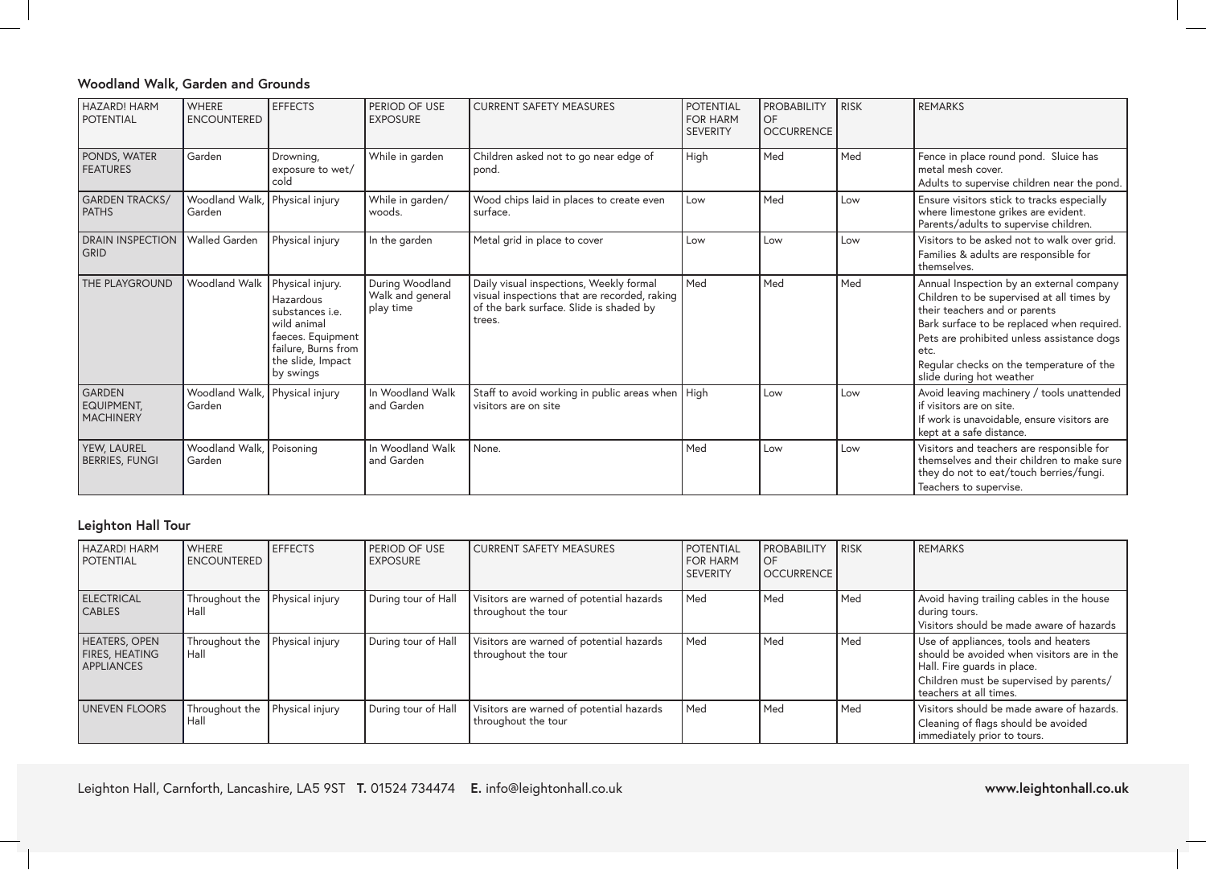### Woodland Walk, Garden and Grounds

| HAZARD! HARM POTENTIAL | WHERE ENCOUNTERED | EFFECTS | PERIOD OF USE EXPOSURE | CURRENT SAFETY MEASURES | POTENTIAL FOR HARM SEVERITY | PROBABILITY OF OCCURRENCE | RISK | REMARKS |
|---|---|---|---|---|---|---|---|---|
| PONDS, WATER FEATURES | Garden | Drowning, exposure to wet/ cold | While in garden | Children asked not to go near edge of pond. | High | Med | Med | Fence in place round pond. Sluice has metal mesh cover. Adults to supervise children near the pond. |
| GARDEN TRACKS/ PATHS | Woodland Walk, Garden | Physical injury | While in garden/ woods. | Wood chips laid in places to create even surface. | Low | Med | Low | Ensure visitors stick to tracks especially where limestone grikes are evident. Parents/adults to supervise children. |
| DRAIN INSPECTION GRID | Walled Garden | Physical injury | In the garden | Metal grid in place to cover | Low | Low | Low | Visitors to be asked not to walk over grid. Families & adults are responsible for themselves. |
| THE PLAYGROUND | Woodland Walk | Physical injury. Hazardous substances i.e. wild animal faeces. Equipment failure, Burns from the slide, Impact by swings | During Woodland Walk and general play time | Daily visual inspections, Weekly formal visual inspections that are recorded, raking of the bark surface. Slide is shaded by trees. | Med | Med | Med | Annual Inspection by an external company Children to be supervised at all times by their teachers and or parents Bark surface to be replaced when required. Pets are prohibited unless assistance dogs etc. Regular checks on the temperature of the slide during hot weather |
| GARDEN EQUIPMENT, MACHINERY | Woodland Walk, Garden | Physical injury | In Woodland Walk and Garden | Staff to avoid working in public areas when visitors are on site | High | Low | Low | Avoid leaving machinery / tools unattended if visitors are on site. If work is unavoidable, ensure visitors are kept at a safe distance. |
| YEW, LAUREL BERRIES, FUNGI | Woodland Walk, Garden | Poisoning | In Woodland Walk and Garden | None. | Med | Low | Low | Visitors and teachers are responsible for themselves and their children to make sure they do not to eat/touch berries/fungi. Teachers to supervise. |

### Leighton Hall Tour

| HAZARD! HARM POTENTIAL | WHERE ENCOUNTERED | EFFECTS | PERIOD OF USE EXPOSURE | CURRENT SAFETY MEASURES | POTENTIAL FOR HARM SEVERITY | PROBABILITY OF OCCURRENCE | RISK | REMARKS |
|---|---|---|---|---|---|---|---|---|
| ELECTRICAL CABLES | Throughout the Hall | Physical injury | During tour of Hall | Visitors are warned of potential hazards throughout the tour | Med | Med | Med | Avoid having trailing cables in the house during tours. Visitors should be made aware of hazards |
| HEATERS, OPEN FIRES, HEATING APPLIANCES | Throughout the Hall | Physical injury | During tour of Hall | Visitors are warned of potential hazards throughout the tour | Med | Med | Med | Use of appliances, tools and heaters should be avoided when visitors are in the Hall. Fire guards in place. Children must be supervised by parents/ teachers at all times. |
| UNEVEN FLOORS | Throughout the Hall | Physical injury | During tour of Hall | Visitors are warned of potential hazards throughout the tour | Med | Med | Med | Visitors should be made aware of hazards. Cleaning of flags should be avoided immediately prior to tours. |

Leighton Hall, Carnforth, Lancashire, LA5 9ST **T.** 01524 734474 **E.** info@leightonhall.co.uk **www.leightonhall.co.uk**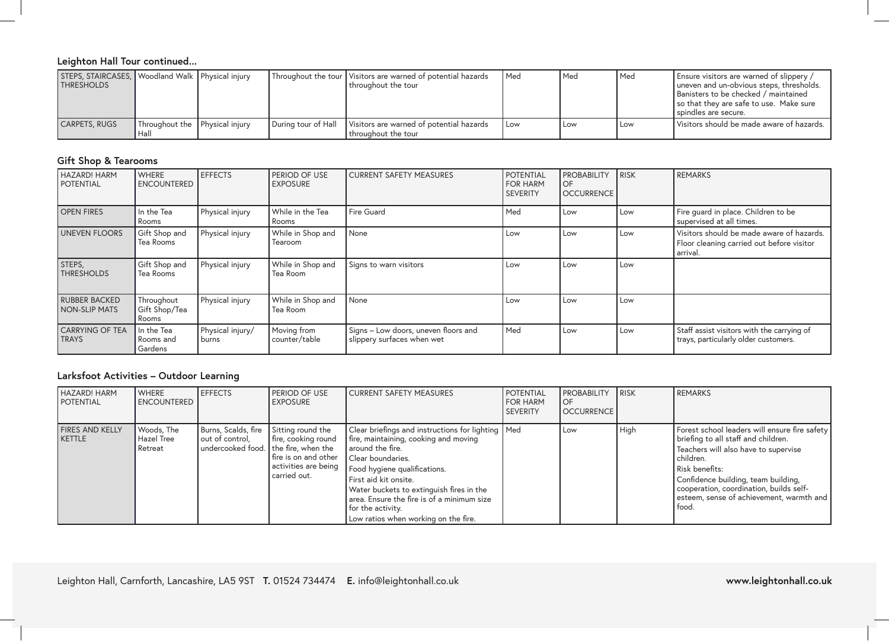**Leighton Hall Tour continued...**

| | | | | | | | | |
|---|---|---|---|---|---|---|---|---|
| STEPS, STAIRCASES, THRESHOLDS | Woodland Walk | Physical injury | Throughout the tour | Visitors are warned of potential hazards throughout the tour | Med | Med | Med | Ensure visitors are warned of slippery / uneven and un-obvious steps, thresholds. Banisters to be checked / maintained so that they are safe to use. Make sure spindles are secure. |
| CARPETS, RUGS | Throughout the Hall | Physical injury | During tour of Hall | Visitors are warned of potential hazards throughout the tour | Low | Low | Low | Visitors should be made aware of hazards. |

**Gift Shop & Tearooms**

| HAZARD! HARM POTENTIAL | WHERE ENCOUNTERED | EFFECTS | PERIOD OF USE EXPOSURE | CURRENT SAFETY MEASURES | POTENTIAL FOR HARM SEVERITY | PROBABILITY OF OCCURRENCE | RISK | REMARKS |
|---|---|---|---|---|---|---|---|---|
| OPEN FIRES | In the Tea Rooms | Physical injury | While in the Tea Rooms | Fire Guard | Med | Low | Low | Fire guard in place. Children to be supervised at all times. |
| UNEVEN FLOORS | Gift Shop and Tea Rooms | Physical injury | While in Shop and Tearoom | None | Low | Low | Low | Visitors should be made aware of hazards. Floor cleaning carried out before visitor arrival. |
| STEPS, THRESHOLDS | Gift Shop and Tea Rooms | Physical injury | While in Shop and Tea Room | Signs to warn visitors | Low | Low | Low | |
| RUBBER BACKED NON-SLIP MATS | Throughout Gift Shop/Tea Rooms | Physical injury | While in Shop and Tea Room | None | Low | Low | Low | |
| CARRYING OF TEA TRAYS | In the Tea Rooms and Gardens | Physical injury/ burns | Moving from counter/table | Signs – Low doors, uneven floors and slippery surfaces when wet | Med | Low | Low | Staff assist visitors with the carrying of trays, particularly older customers. |

**Larksfoot Activities – Outdoor Learning**

| HAZARD! HARM POTENTIAL | WHERE ENCOUNTERED | EFFECTS | PERIOD OF USE EXPOSURE | CURRENT SAFETY MEASURES | POTENTIAL FOR HARM SEVERITY | PROBABILITY OF OCCURRENCE | RISK | REMARKS |
|---|---|---|---|---|---|---|---|---|
| FIRES AND KELLY KETTLE | Woods, The Hazel Tree Retreat | Burns, Scalds, fire out of control, undercooked food. | Sitting round the fire, cooking round the fire, when the fire is on and other activities are being carried out. | Clear briefings and instructions for lighting fire, maintaining, cooking and moving around the fire.<br>Clear boundaries.<br>Food hygiene qualifications.<br>First aid kit onsite.<br>Water buckets to extinguish fires in the area. Ensure the fire is of a minimum size for the activity.<br>Low ratios when working on the fire. | Med | Low | High | Forest school leaders will ensure fire safety briefing to all staff and children.<br>Teachers will also have to supervise children.<br>Risk benefits:<br>Confidence building, team building, cooperation, coordination, builds self-esteem, sense of achievement, warmth and food. |

Leighton Hall, Carnforth, Lancashire, LA5 9ST **T.** 01524 734474 **E.** info@leightonhall.co.uk **www.leightonhall.co.uk**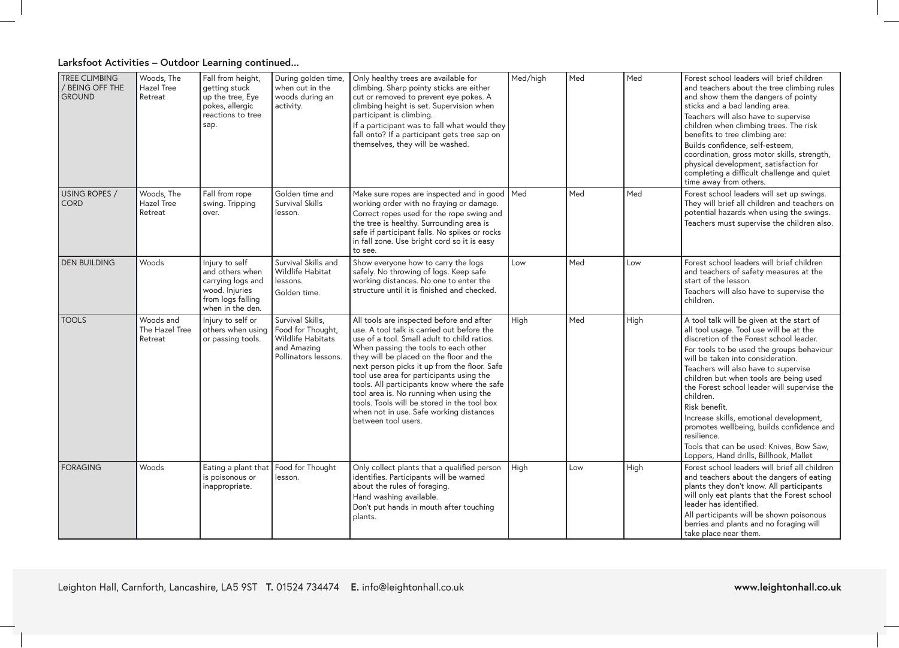**Larksfoot Activities – Outdoor Learning continued...**

| | | | | | | | | |
|---|---|---|---|---|---|---|---|---|
| TREE CLIMBING / BEING OFF THE GROUND | Woods, The Hazel Tree Retreat | Fall from height, getting stuck up the tree, Eye pokes, allergic reactions to tree sap. | During golden time, when out in the woods during an activity. | Only healthy trees are available for climbing. Sharp pointy sticks are either cut or removed to prevent eye pokes. A climbing height is set. Supervision when participant is climbing. If a participant was to fall what would they fall onto? If a participant gets tree sap on themselves, they will be washed. | Med/high | Med | Med | Forest school leaders will brief children and teachers about the tree climbing rules and show them the dangers of pointy sticks and a bad landing area. Teachers will also have to supervise children when climbing trees. The risk benefits to tree climbing are: Builds confidence, self-esteem, coordination, gross motor skills, strength, physical development, satisfaction for completing a difficult challenge and quiet time away from others. |
| USING ROPES / CORD | Woods, The Hazel Tree Retreat | Fall from rope swing. Tripping over. | Golden time and Survival Skills lesson. | Make sure ropes are inspected and in good working order with no fraying or damage. Correct ropes used for the rope swing and the tree is healthy. Surrounding area is safe if participant falls. No spikes or rocks in fall zone. Use bright cord so it is easy to see. | Med | Med | Med | Forest school leaders will set up swings. They will brief all children and teachers on potential hazards when using the swings. Teachers must supervise the children also. |
| DEN BUILDING | Woods | Injury to self and others when carrying logs and wood. Injuries from logs falling when in the den. | Survival Skills and Wildlife Habitat lessons. Golden time. | Show everyone how to carry the logs safely. No throwing of logs. Keep safe working distances. No one to enter the structure until it is finished and checked. | Low | Med | Low | Forest school leaders will brief children and teachers of safety measures at the start of the lesson. Teachers will also have to supervise the children. |
| TOOLS | Woods and The Hazel Tree Retreat | Injury to self or others when using or passing tools. | Survival Skills, Food for Thought, Wildlife Habitats and Amazing Pollinators lessons. | All tools are inspected before and after use. A tool talk is carried out before the use of a tool. Small adult to child ratios. When passing the tools to each other they will be placed on the floor and the next person picks it up from the floor. Safe tool use area for participants using the tools. All participants know where the safe tool area is. No running when using the tools. Tools will be stored in the tool box when not in use. Safe working distances between tool users. | High | Med | High | A tool talk will be given at the start of all tool usage. Tool use will be at the discretion of the Forest school leader. For tools to be used the groups behaviour will be taken into consideration. Teachers will also have to supervise children but when tools are being used the Forest school leader will supervise the children. Risk benefit. Increase skills, emotional development, promotes wellbeing, builds confidence and resilience. Tools that can be used: Knives, Bow Saw, Loppers, Hand drills, Billhook, Mallet |
| FORAGING | Woods | Eating a plant that is poisonous or inappropriate. | Food for Thought lesson. | Only collect plants that a qualified person identifies. Participants will be warned about the rules of foraging. Hand washing available. Don't put hands in mouth after touching plants. | High | Low | High | Forest school leaders will brief all children and teachers about the dangers of eating plants they don't know. All participants will only eat plants that the Forest school leader has identified. All participants will be shown poisonous berries and plants and no foraging will take place near them. |

Leighton Hall, Carnforth, Lancashire, LA5 9ST **T.** 01524 734474 **E.** info@leightonhall.co.uk **www.leightonhall.co.uk**